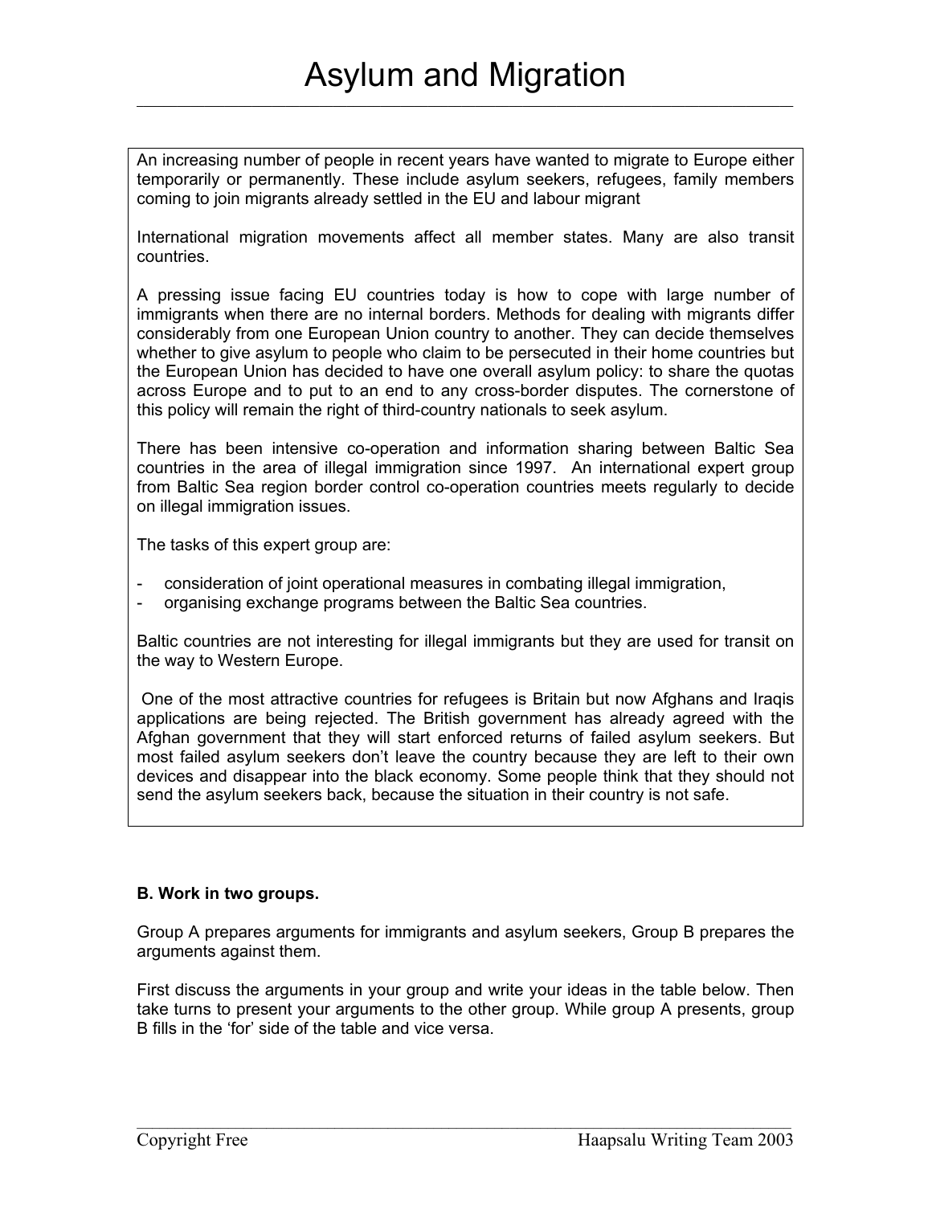# Asylum and Migration

An increasing number of people in recent years have wanted to migrate to Europe either temporarily or permanently. These include asylum seekers, refugees, family members coming to join migrants already settled in the EU and labour migrant

International migration movements affect all member states. Many are also transit countries.

A pressing issue facing EU countries today is how to cope with large number of immigrants when there are no internal borders. Methods for dealing with migrants differ considerably from one European Union country to another. They can decide themselves whether to give asylum to people who claim to be persecuted in their home countries but the European Union has decided to have one overall asylum policy: to share the quotas across Europe and to put to an end to any cross-border disputes. The cornerstone of this policy will remain the right of third-country nationals to seek asylum.

There has been intensive co-operation and information sharing between Baltic Sea countries in the area of illegal immigration since 1997. An international expert group from Baltic Sea region border control co-operation countries meets regularly to decide on illegal immigration issues.

The tasks of this expert group are:

- consideration of joint operational measures in combating illegal immigration,
- organising exchange programs between the Baltic Sea countries.

Baltic countries are not interesting for illegal immigrants but they are used for transit on the way to Western Europe.

One of the most attractive countries for refugees is Britain but now Afghans and Iraqis applications are being rejected. The British government has already agreed with the Afghan government that they will start enforced returns of failed asylum seekers. But most failed asylum seekers don't leave the country because they are left to their own devices and disappear into the black economy. Some people think that they should not send the asylum seekers back, because the situation in their country is not safe.

**B. Work in two groups.**

Group A prepares arguments for immigrants and asylum seekers, Group B prepares the arguments against them.

First discuss the arguments in your group and write your ideas in the table below. Then take turns to present your arguments to the other group. While group A presents, group B fills in the 'for' side of the table and vice versa.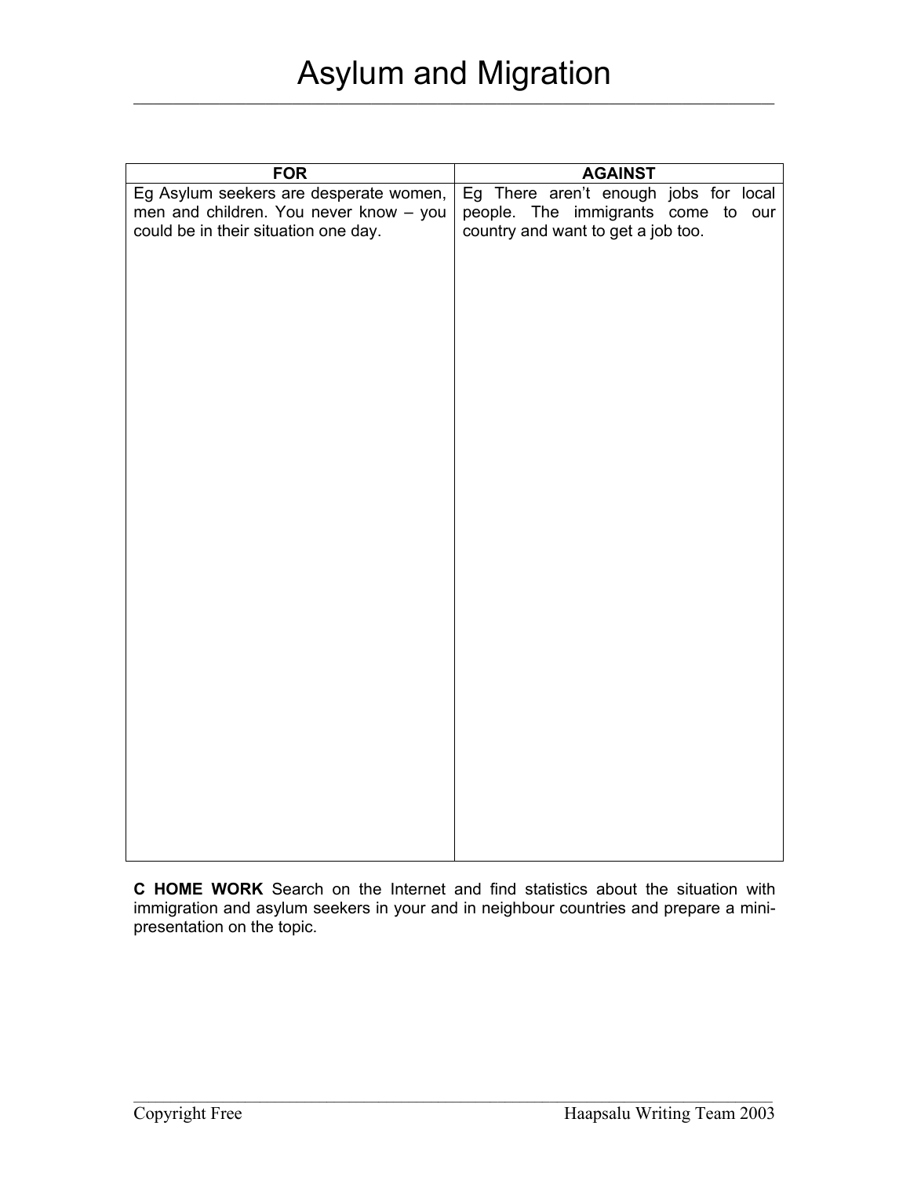# Asylum and Migration

| FOR | AGAINST |
|---|---|
| Eg Asylum seekers are desperate women, men and children. You never know – you could be in their situation one day. | Eg There aren't enough jobs for local people. The immigrants come to our country and want to get a job too. |

**C HOME WORK** Search on the Internet and find statistics about the situation with immigration and asylum seekers in your and in neighbour countries and prepare a mini-presentation on the topic.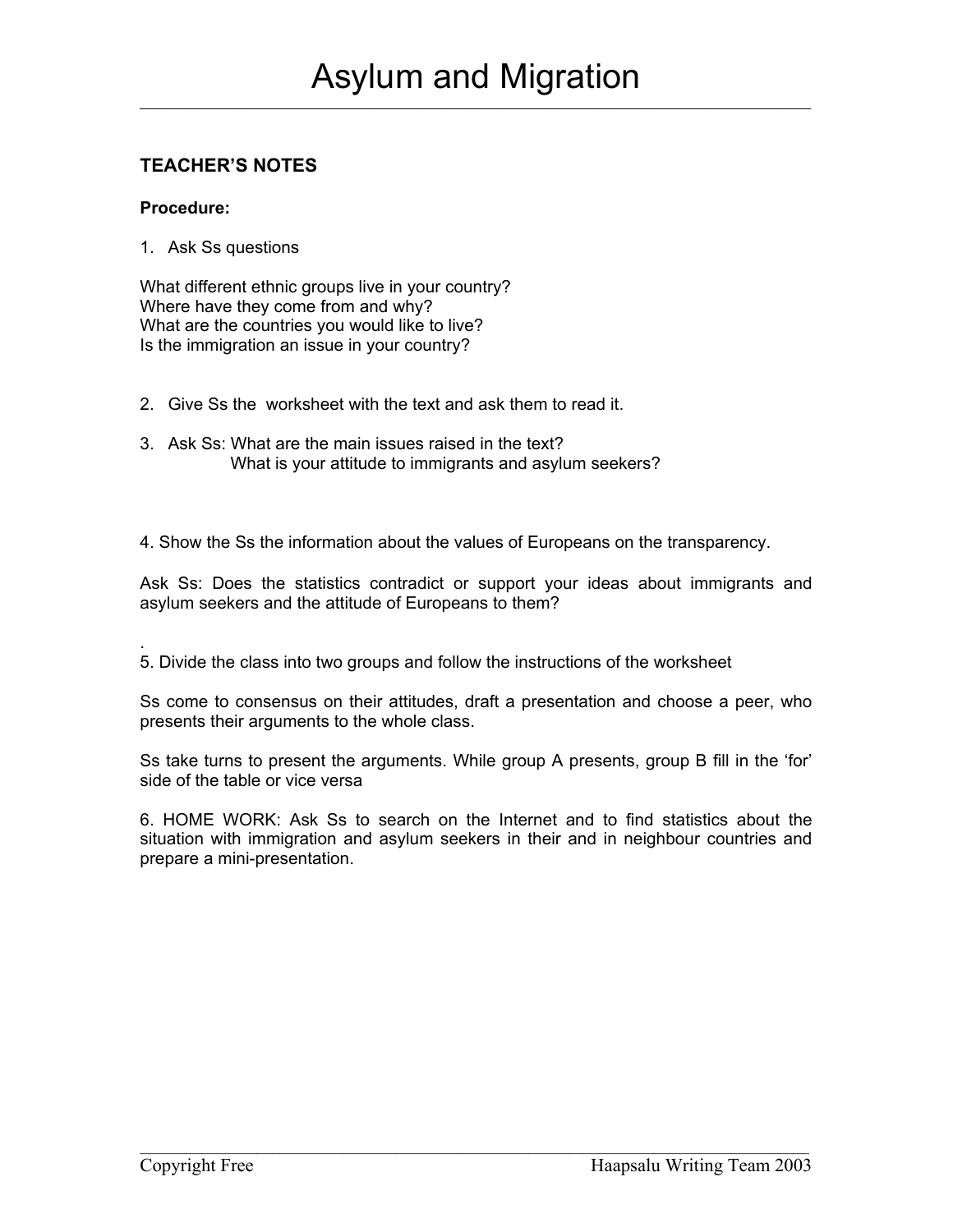# Asylum and Migration

## TEACHER'S NOTES

**Procedure:**

1. Ask Ss questions

What different ethnic groups live in your country?
Where have they come from and why?
What are the countries you would like to live?
Is the immigration an issue in your country?

2. Give Ss the worksheet with the text and ask them to read it.

3. Ask Ss: What are the main issues raised in the text?
   What is your attitude to immigrants and asylum seekers?

4. Show the Ss the information about the values of Europeans on the transparency.

Ask Ss: Does the statistics contradict or support your ideas about immigrants and asylum seekers and the attitude of Europeans to them?

.

5. Divide the class into two groups and follow the instructions of the worksheet

Ss come to consensus on their attitudes, draft a presentation and choose a peer, who presents their arguments to the whole class.

Ss take turns to present the arguments. While group A presents, group B fill in the 'for' side of the table or vice versa

6. HOME WORK: Ask Ss to search on the Internet and to find statistics about the situation with immigration and asylum seekers in their and in neighbour countries and prepare a mini-presentation.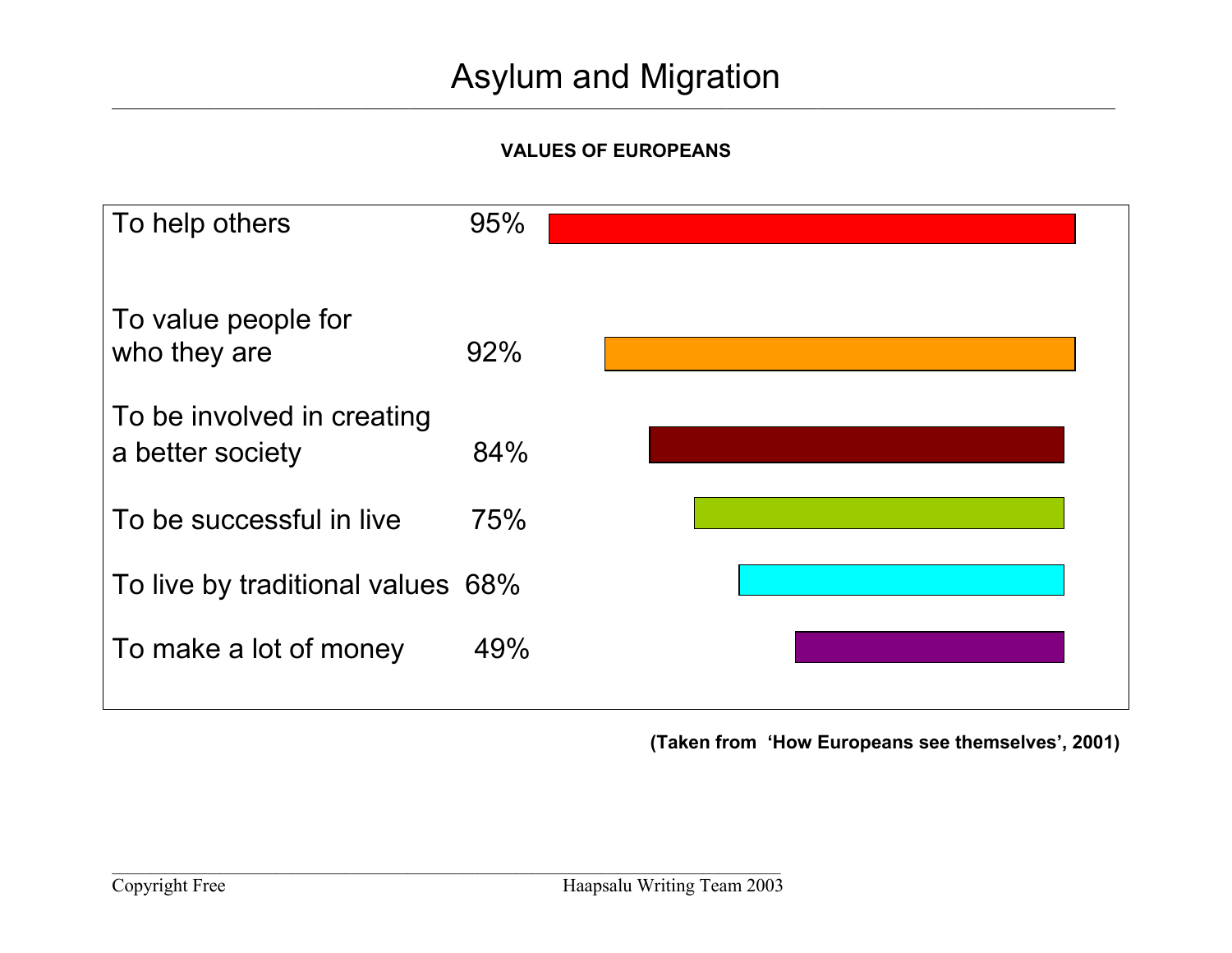# Asylum and Migration

**VALUES OF EUROPEANS**

To help others 95%

To value people for who they are 92%

To be involved in creating a better society 84%

To be successful in live 75%

To live by traditional values 68%

To make a lot of money 49%

**(Taken from 'How Europeans see themselves', 2001)**

Copyright Free Haapsalu Writing Team 2003